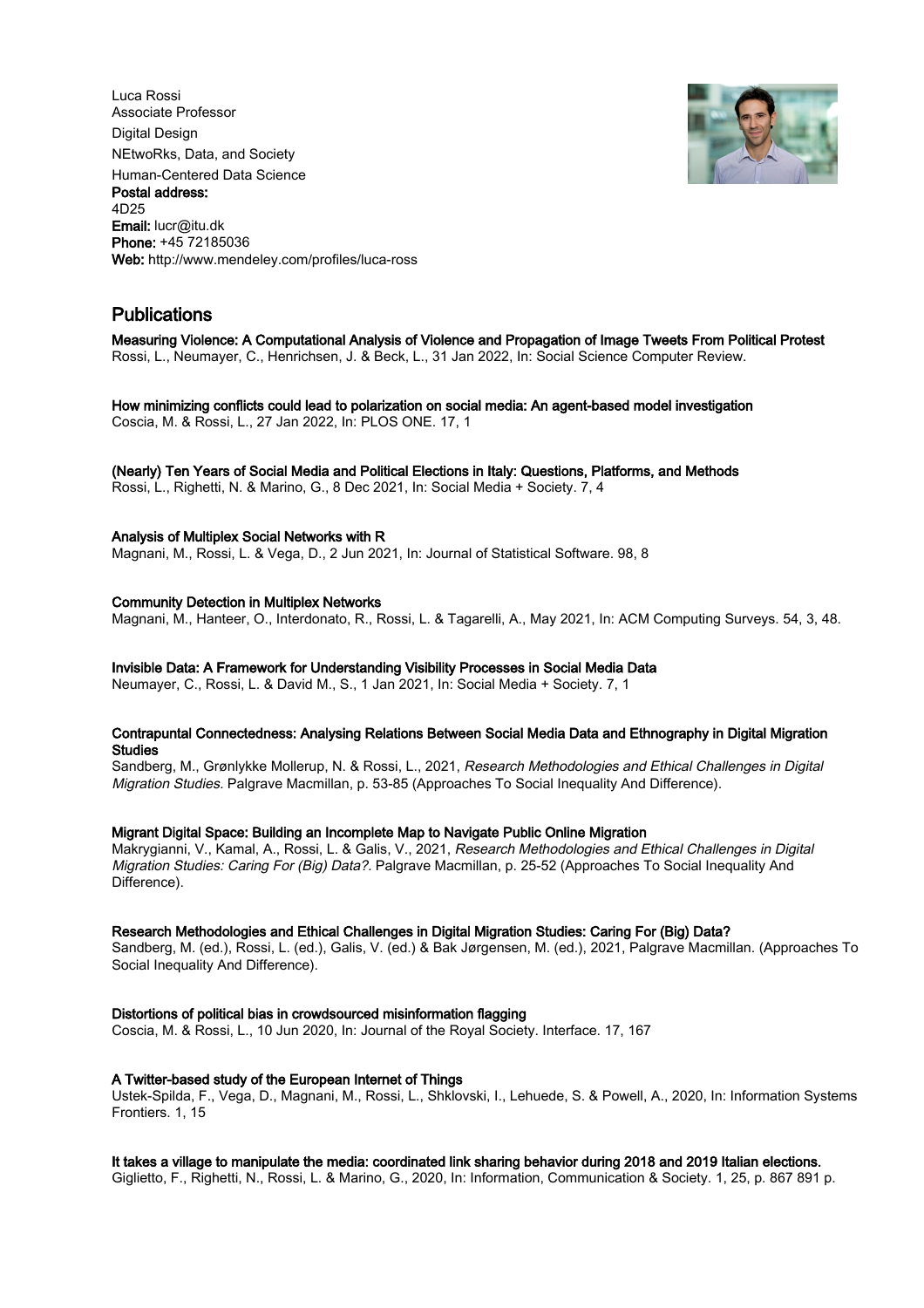Luca Rossi
Associate Professor
Digital Design
NEtwoRks, Data, and Society
Human-Centered Data Science
**Postal address:**
4D25
**Email:** lucr@itu.dk
**Phone:** +45 72185036
**Web:** http://www.mendeley.com/profiles/luca-ross

## Publications

**Measuring Violence: A Computational Analysis of Violence and Propagation of Image Tweets From Political Protest**
Rossi, L., Neumayer, C., Henrichsen, J. & Beck, L., 31 Jan 2022, In: Social Science Computer Review.

**How minimizing conflicts could lead to polarization on social media: An agent-based model investigation**
Coscia, M. & Rossi, L., 27 Jan 2022, In: PLOS ONE. 17, 1

**(Nearly) Ten Years of Social Media and Political Elections in Italy: Questions, Platforms, and Methods**
Rossi, L., Righetti, N. & Marino, G., 8 Dec 2021, In: Social Media + Society. 7, 4

**Analysis of Multiplex Social Networks with R**
Magnani, M., Rossi, L. & Vega, D., 2 Jun 2021, In: Journal of Statistical Software. 98, 8

**Community Detection in Multiplex Networks**
Magnani, M., Hanteer, O., Interdonato, R., Rossi, L. & Tagarelli, A., May 2021, In: ACM Computing Surveys. 54, 3, 48.

**Invisible Data: A Framework for Understanding Visibility Processes in Social Media Data**
Neumayer, C., Rossi, L. & David M., S., 1 Jan 2021, In: Social Media + Society. 7, 1

**Contrapuntal Connectedness: Analysing Relations Between Social Media Data and Ethnography in Digital Migration Studies**
Sandberg, M., Grønlykke Mollerup, N. & Rossi, L., 2021, *Research Methodologies and Ethical Challenges in Digital Migration Studies.* Palgrave Macmillan, p. 53-85 (Approaches To Social Inequality And Difference).

**Migrant Digital Space: Building an Incomplete Map to Navigate Public Online Migration**
Makrygianni, V., Kamal, A., Rossi, L. & Galis, V., 2021, *Research Methodologies and Ethical Challenges in Digital Migration Studies: Caring For (Big) Data?.* Palgrave Macmillan, p. 25-52 (Approaches To Social Inequality And Difference).

**Research Methodologies and Ethical Challenges in Digital Migration Studies: Caring For (Big) Data?**
Sandberg, M. (ed.), Rossi, L. (ed.), Galis, V. (ed.) & Bak Jørgensen, M. (ed.), 2021, Palgrave Macmillan. (Approaches To Social Inequality And Difference).

**Distortions of political bias in crowdsourced misinformation flagging**
Coscia, M. & Rossi, L., 10 Jun 2020, In: Journal of the Royal Society. Interface. 17, 167

**A Twitter-based study of the European Internet of Things**
Ustek-Spilda, F., Vega, D., Magnani, M., Rossi, L., Shklovski, I., Lehuede, S. & Powell, A., 2020, In: Information Systems Frontiers. 1, 15

**It takes a village to manipulate the media: coordinated link sharing behavior during 2018 and 2019 Italian elections.**
Giglietto, F., Righetti, N., Rossi, L. & Marino, G., 2020, In: Information, Communication & Society. 1, 25, p. 867 891 p.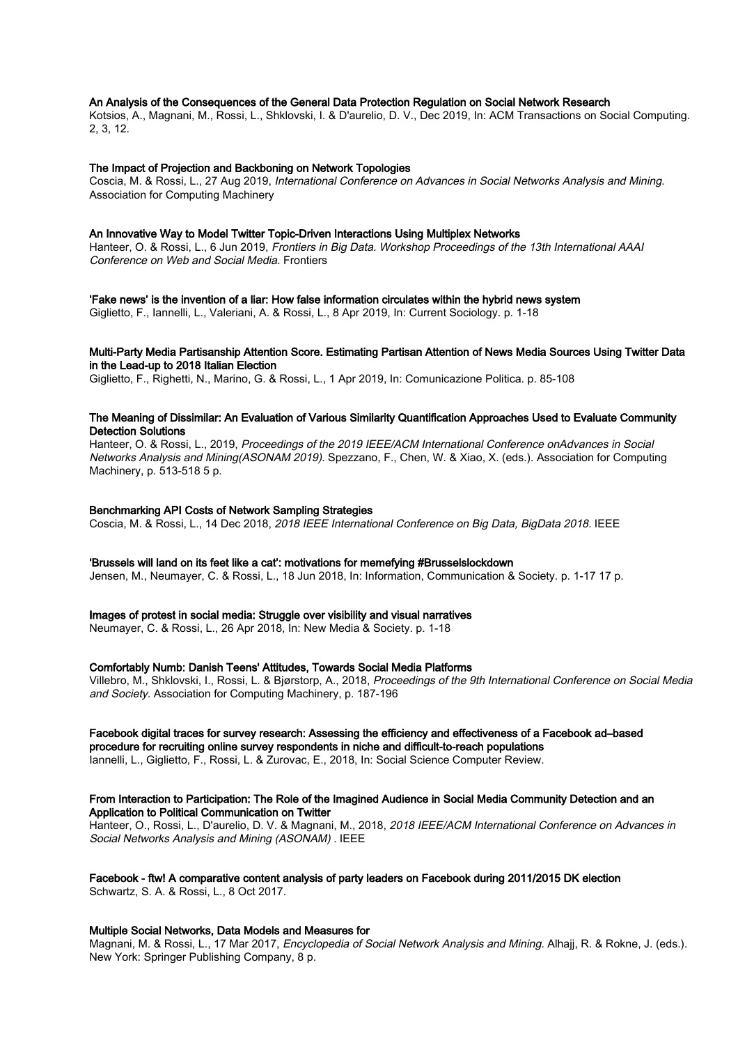**An Analysis of the Consequences of the General Data Protection Regulation on Social Network Research**
Kotsios, A., Magnani, M., Rossi, L., Shklovski, I. & D'aurelio, D. V., Dec 2019, In: ACM Transactions on Social Computing. 2, 3, 12.

**The Impact of Projection and Backboning on Network Topologies**
Coscia, M. & Rossi, L., 27 Aug 2019, *International Conference on Advances in Social Networks Analysis and Mining.* Association for Computing Machinery

**An Innovative Way to Model Twitter Topic-Driven Interactions Using Multiplex Networks**
Hanteer, O. & Rossi, L., 6 Jun 2019, *Frontiers in Big Data. Workshop Proceedings of the 13th International AAAI Conference on Web and Social Media.* Frontiers

**'Fake news' is the invention of a liar: How false information circulates within the hybrid news system**
Giglietto, F., Iannelli, L., Valeriani, A. & Rossi, L., 8 Apr 2019, In: Current Sociology. p. 1-18

**Multi-Party Media Partisanship Attention Score. Estimating Partisan Attention of News Media Sources Using Twitter Data in the Lead-up to 2018 Italian Election**
Giglietto, F., Righetti, N., Marino, G. & Rossi, L., 1 Apr 2019, In: Comunicazione Politica. p. 85-108

**The Meaning of Dissimilar: An Evaluation of Various Similarity Quantification Approaches Used to Evaluate Community Detection Solutions**
Hanteer, O. & Rossi, L., 2019, *Proceedings of the 2019 IEEE/ACM International Conference onAdvances in Social Networks Analysis and Mining(ASONAM 2019).* Spezzano, F., Chen, W. & Xiao, X. (eds.). Association for Computing Machinery, p. 513-518 5 p.

**Benchmarking API Costs of Network Sampling Strategies**
Coscia, M. & Rossi, L., 14 Dec 2018, *2018 IEEE International Conference on Big Data, BigData 2018.* IEEE

**'Brussels will land on its feet like a cat': motivations for memefying #Brusselslockdown**
Jensen, M., Neumayer, C. & Rossi, L., 18 Jun 2018, In: Information, Communication & Society. p. 1-17 17 p.

**Images of protest in social media: Struggle over visibility and visual narratives**
Neumayer, C. & Rossi, L., 26 Apr 2018, In: New Media & Society. p. 1-18

**Comfortably Numb: Danish Teens' Attitudes, Towards Social Media Platforms**
Villebro, M., Shklovski, I., Rossi, L. & Bjørstorp, A., 2018, *Proceedings of the 9th International Conference on Social Media and Society.* Association for Computing Machinery, p. 187-196

**Facebook digital traces for survey research: Assessing the efficiency and effectiveness of a Facebook ad–based procedure for recruiting online survey respondents in niche and difficult-to-reach populations**
Iannelli, L., Giglietto, F., Rossi, L. & Zurovac, E., 2018, In: Social Science Computer Review.

**From Interaction to Participation: The Role of the Imagined Audience in Social Media Community Detection and an Application to Political Communication on Twitter**
Hanteer, O., Rossi, L., D'aurelio, D. V. & Magnani, M., 2018, *2018 IEEE/ACM International Conference on Advances in Social Networks Analysis and Mining (ASONAM) .* IEEE

**Facebook - ftw! A comparative content analysis of party leaders on Facebook during 2011/2015 DK election**
Schwartz, S. A. & Rossi, L., 8 Oct 2017.

**Multiple Social Networks, Data Models and Measures for**
Magnani, M. & Rossi, L., 17 Mar 2017, *Encyclopedia of Social Network Analysis and Mining.* Alhajj, R. & Rokne, J. (eds.). New York: Springer Publishing Company, 8 p.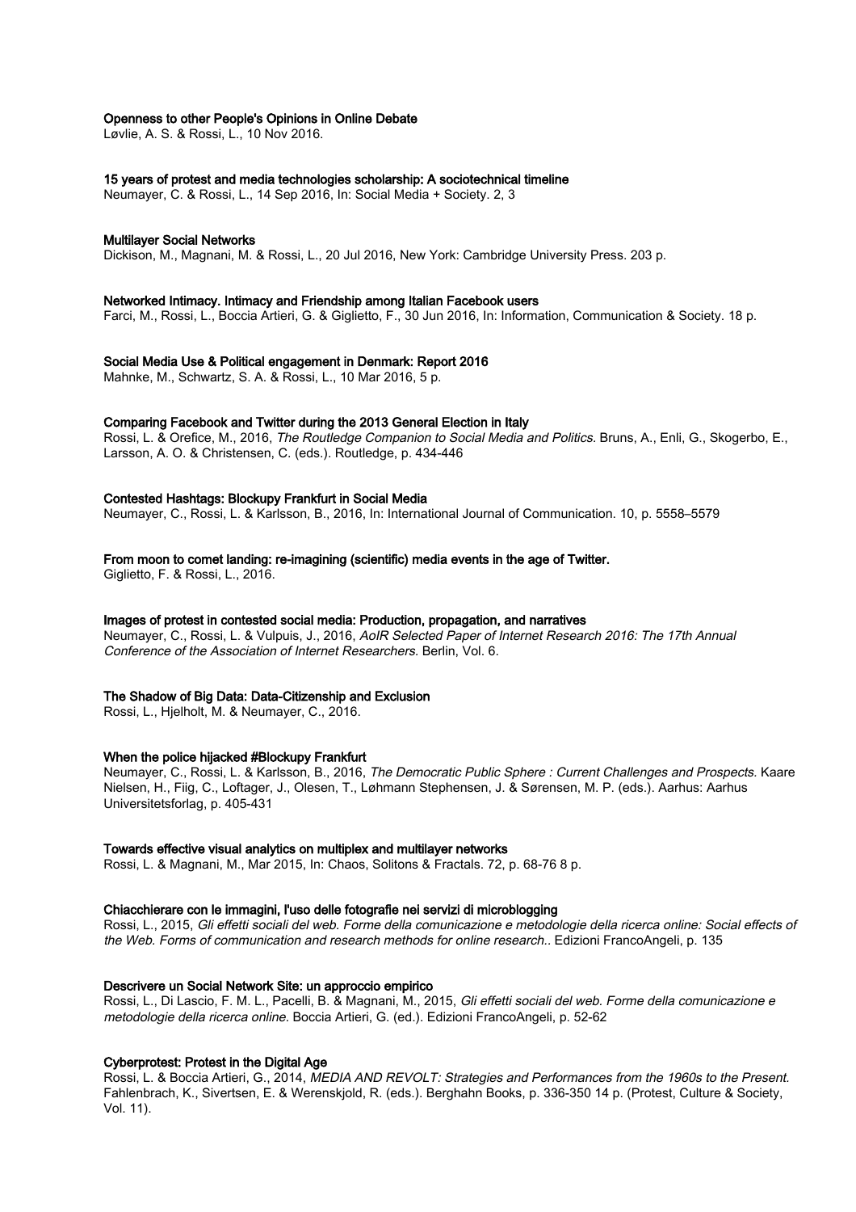**Openness to other People's Opinions in Online Debate**
Løvlie, A. S. & Rossi, L., 10 Nov 2016.

**15 years of protest and media technologies scholarship: A sociotechnical timeline**
Neumayer, C. & Rossi, L., 14 Sep 2016, In: Social Media + Society. 2, 3

**Multilayer Social Networks**
Dickison, M., Magnani, M. & Rossi, L., 20 Jul 2016, New York: Cambridge University Press. 203 p.

**Networked Intimacy. Intimacy and Friendship among Italian Facebook users**
Farci, M., Rossi, L., Boccia Artieri, G. & Giglietto, F., 30 Jun 2016, In: Information, Communication & Society. 18 p.

**Social Media Use & Political engagement in Denmark: Report 2016**
Mahnke, M., Schwartz, S. A. & Rossi, L., 10 Mar 2016, 5 p.

**Comparing Facebook and Twitter during the 2013 General Election in Italy**
Rossi, L. & Orefice, M., 2016, *The Routledge Companion to Social Media and Politics.* Bruns, A., Enli, G., Skogerbo, E., Larsson, A. O. & Christensen, C. (eds.). Routledge, p. 434-446

**Contested Hashtags: Blockupy Frankfurt in Social Media**
Neumayer, C., Rossi, L. & Karlsson, B., 2016, In: International Journal of Communication. 10, p. 5558–5579

**From moon to comet landing: re-imagining (scientific) media events in the age of Twitter.**
Giglietto, F. & Rossi, L., 2016.

**Images of protest in contested social media: Production, propagation, and narratives**
Neumayer, C., Rossi, L. & Vulpuis, J., 2016, *AoIR Selected Paper of Internet Research 2016: The 17th Annual Conference of the Association of Internet Researchers.* Berlin, Vol. 6.

**The Shadow of Big Data: Data-Citizenship and Exclusion**
Rossi, L., Hjelholt, M. & Neumayer, C., 2016.

**When the police hijacked #Blockupy Frankfurt**
Neumayer, C., Rossi, L. & Karlsson, B., 2016, *The Democratic Public Sphere : Current Challenges and Prospects.* Kaare Nielsen, H., Fiig, C., Loftager, J., Olesen, T., Løhmann Stephensen, J. & Sørensen, M. P. (eds.). Aarhus: Aarhus Universitetsforlag, p. 405-431

**Towards effective visual analytics on multiplex and multilayer networks**
Rossi, L. & Magnani, M., Mar 2015, In: Chaos, Solitons & Fractals. 72, p. 68-76 8 p.

**Chiacchierare con le immagini, l'uso delle fotografie nei servizi di microblogging**
Rossi, L., 2015, *Gli effetti sociali del web. Forme della comunicazione e metodologie della ricerca online: Social effects of the Web. Forms of communication and research methods for online research..* Edizioni FrancoAngeli, p. 135

**Descrivere un Social Network Site: un approccio empirico**
Rossi, L., Di Lascio, F. M. L., Pacelli, B. & Magnani, M., 2015, *Gli effetti sociali del web. Forme della comunicazione e metodologie della ricerca online.* Boccia Artieri, G. (ed.). Edizioni FrancoAngeli, p. 52-62

**Cyberprotest: Protest in the Digital Age**
Rossi, L. & Boccia Artieri, G., 2014, *MEDIA AND REVOLT: Strategies and Performances from the 1960s to the Present.* Fahlenbrach, K., Sivertsen, E. & Werenskjold, R. (eds.). Berghahn Books, p. 336-350 14 p. (Protest, Culture & Society, Vol. 11).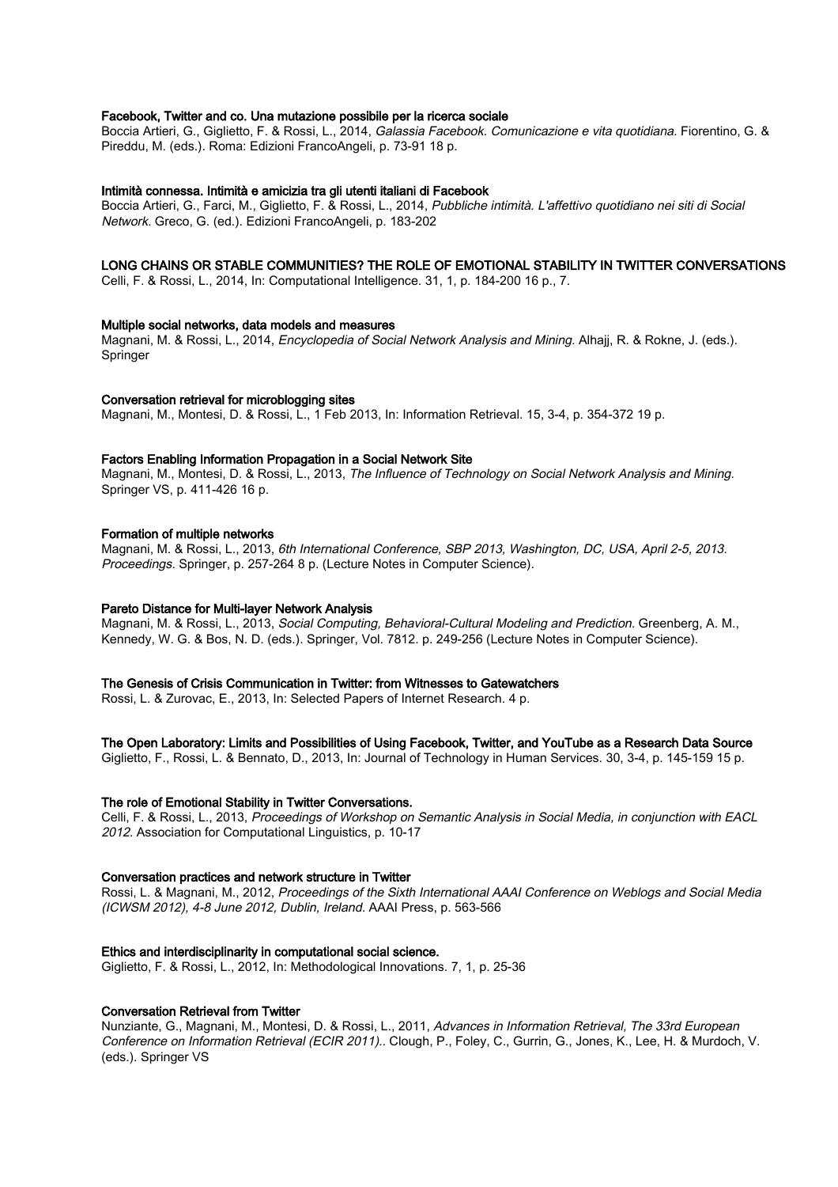**Facebook, Twitter and co. Una mutazione possibile per la ricerca sociale**
Boccia Artieri, G., Giglietto, F. & Rossi, L., 2014, *Galassia Facebook. Comunicazione e vita quotidiana.* Fiorentino, G. & Pireddu, M. (eds.). Roma: Edizioni FrancoAngeli, p. 73-91 18 p.

**Intimità connessa. Intimità e amicizia tra gli utenti italiani di Facebook**
Boccia Artieri, G., Farci, M., Giglietto, F. & Rossi, L., 2014, *Pubbliche intimità. L'affettivo quotidiano nei siti di Social Network.* Greco, G. (ed.). Edizioni FrancoAngeli, p. 183-202

**LONG CHAINS OR STABLE COMMUNITIES? THE ROLE OF EMOTIONAL STABILITY IN TWITTER CONVERSATIONS**
Celli, F. & Rossi, L., 2014, In: Computational Intelligence. 31, 1, p. 184-200 16 p., 7.

**Multiple social networks, data models and measures**
Magnani, M. & Rossi, L., 2014, *Encyclopedia of Social Network Analysis and Mining.* Alhajj, R. & Rokne, J. (eds.). Springer

**Conversation retrieval for microblogging sites**
Magnani, M., Montesi, D. & Rossi, L., 1 Feb 2013, In: Information Retrieval. 15, 3-4, p. 354-372 19 p.

**Factors Enabling Information Propagation in a Social Network Site**
Magnani, M., Montesi, D. & Rossi, L., 2013, *The Influence of Technology on Social Network Analysis and Mining.* Springer VS, p. 411-426 16 p.

**Formation of multiple networks**
Magnani, M. & Rossi, L., 2013, *6th International Conference, SBP 2013, Washington, DC, USA, April 2-5, 2013. Proceedings.* Springer, p. 257-264 8 p. (Lecture Notes in Computer Science).

**Pareto Distance for Multi-layer Network Analysis**
Magnani, M. & Rossi, L., 2013, *Social Computing, Behavioral-Cultural Modeling and Prediction.* Greenberg, A. M., Kennedy, W. G. & Bos, N. D. (eds.). Springer, Vol. 7812. p. 249-256 (Lecture Notes in Computer Science).

**The Genesis of Crisis Communication in Twitter: from Witnesses to Gatewatchers**
Rossi, L. & Zurovac, E., 2013, In: Selected Papers of Internet Research. 4 p.

**The Open Laboratory: Limits and Possibilities of Using Facebook, Twitter, and YouTube as a Research Data Source**
Giglietto, F., Rossi, L. & Bennato, D., 2013, In: Journal of Technology in Human Services. 30, 3-4, p. 145-159 15 p.

**The role of Emotional Stability in Twitter Conversations.**
Celli, F. & Rossi, L., 2013, *Proceedings of Workshop on Semantic Analysis in Social Media, in conjunction with EACL 2012.* Association for Computational Linguistics, p. 10-17

**Conversation practices and network structure in Twitter**
Rossi, L. & Magnani, M., 2012, *Proceedings of the Sixth International AAAI Conference on Weblogs and Social Media (ICWSM 2012), 4-8 June 2012, Dublin, Ireland.* AAAI Press, p. 563-566

**Ethics and interdisciplinarity in computational social science.**
Giglietto, F. & Rossi, L., 2012, In: Methodological Innovations. 7, 1, p. 25-36

**Conversation Retrieval from Twitter**
Nunziante, G., Magnani, M., Montesi, D. & Rossi, L., 2011, *Advances in Information Retrieval, The 33rd European Conference on Information Retrieval (ECIR 2011)..* Clough, P., Foley, C., Gurrin, G., Jones, K., Lee, H. & Murdoch, V. (eds.). Springer VS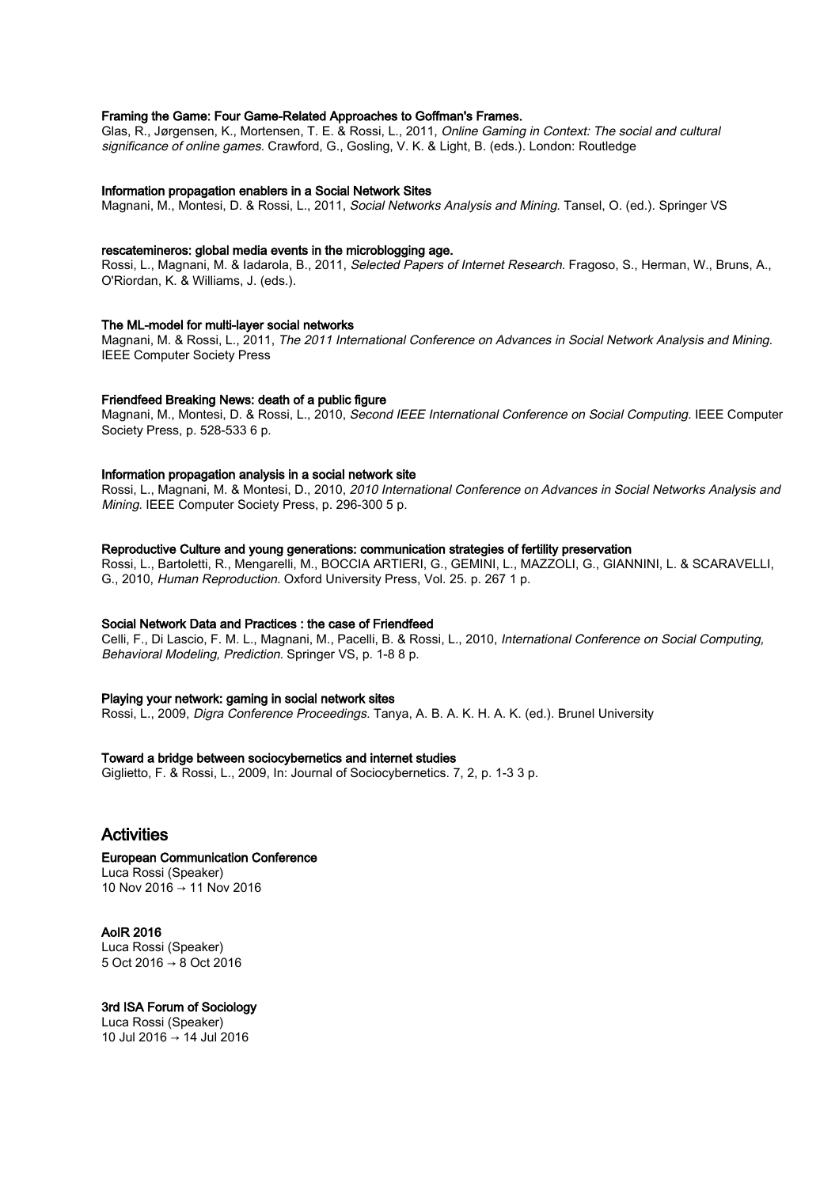**Framing the Game: Four Game-Related Approaches to Goffman's Frames.**
Glas, R., Jørgensen, K., Mortensen, T. E. & Rossi, L., 2011, *Online Gaming in Context: The social and cultural significance of online games.* Crawford, G., Gosling, V. K. & Light, B. (eds.). London: Routledge

**Information propagation enablers in a Social Network Sites**
Magnani, M., Montesi, D. & Rossi, L., 2011, *Social Networks Analysis and Mining.* Tansel, O. (ed.). Springer VS

**rescatemineros: global media events in the microblogging age.**
Rossi, L., Magnani, M. & Iadarola, B., 2011, *Selected Papers of Internet Research.* Fragoso, S., Herman, W., Bruns, A., O'Riordan, K. & Williams, J. (eds.).

**The ML-model for multi-layer social networks**
Magnani, M. & Rossi, L., 2011, *The 2011 International Conference on Advances in Social Network Analysis and Mining.* IEEE Computer Society Press

**Friendfeed Breaking News: death of a public figure**
Magnani, M., Montesi, D. & Rossi, L., 2010, *Second IEEE International Conference on Social Computing.* IEEE Computer Society Press, p. 528-533 6 p.

**Information propagation analysis in a social network site**
Rossi, L., Magnani, M. & Montesi, D., 2010, *2010 International Conference on Advances in Social Networks Analysis and Mining.* IEEE Computer Society Press, p. 296-300 5 p.

**Reproductive Culture and young generations: communication strategies of fertility preservation**
Rossi, L., Bartoletti, R., Mengarelli, M., BOCCIA ARTIERI, G., GEMINI, L., MAZZOLI, G., GIANNINI, L. & SCARAVELLI, G., 2010, *Human Reproduction.* Oxford University Press, Vol. 25. p. 267 1 p.

**Social Network Data and Practices : the case of Friendfeed**
Celli, F., Di Lascio, F. M. L., Magnani, M., Pacelli, B. & Rossi, L., 2010, *International Conference on Social Computing, Behavioral Modeling, Prediction.* Springer VS, p. 1-8 8 p.

**Playing your network: gaming in social network sites**
Rossi, L., 2009, *Digra Conference Proceedings.* Tanya, A. B. A. K. H. A. K. (ed.). Brunel University

**Toward a bridge between sociocybernetics and internet studies**
Giglietto, F. & Rossi, L., 2009, In: Journal of Sociocybernetics. 7, 2, p. 1-3 3 p.

## Activities

**European Communication Conference**
Luca Rossi (Speaker)
10 Nov 2016 → 11 Nov 2016

**AoIR 2016**
Luca Rossi (Speaker)
5 Oct 2016 → 8 Oct 2016

**3rd ISA Forum of Sociology**
Luca Rossi (Speaker)
10 Jul 2016 → 14 Jul 2016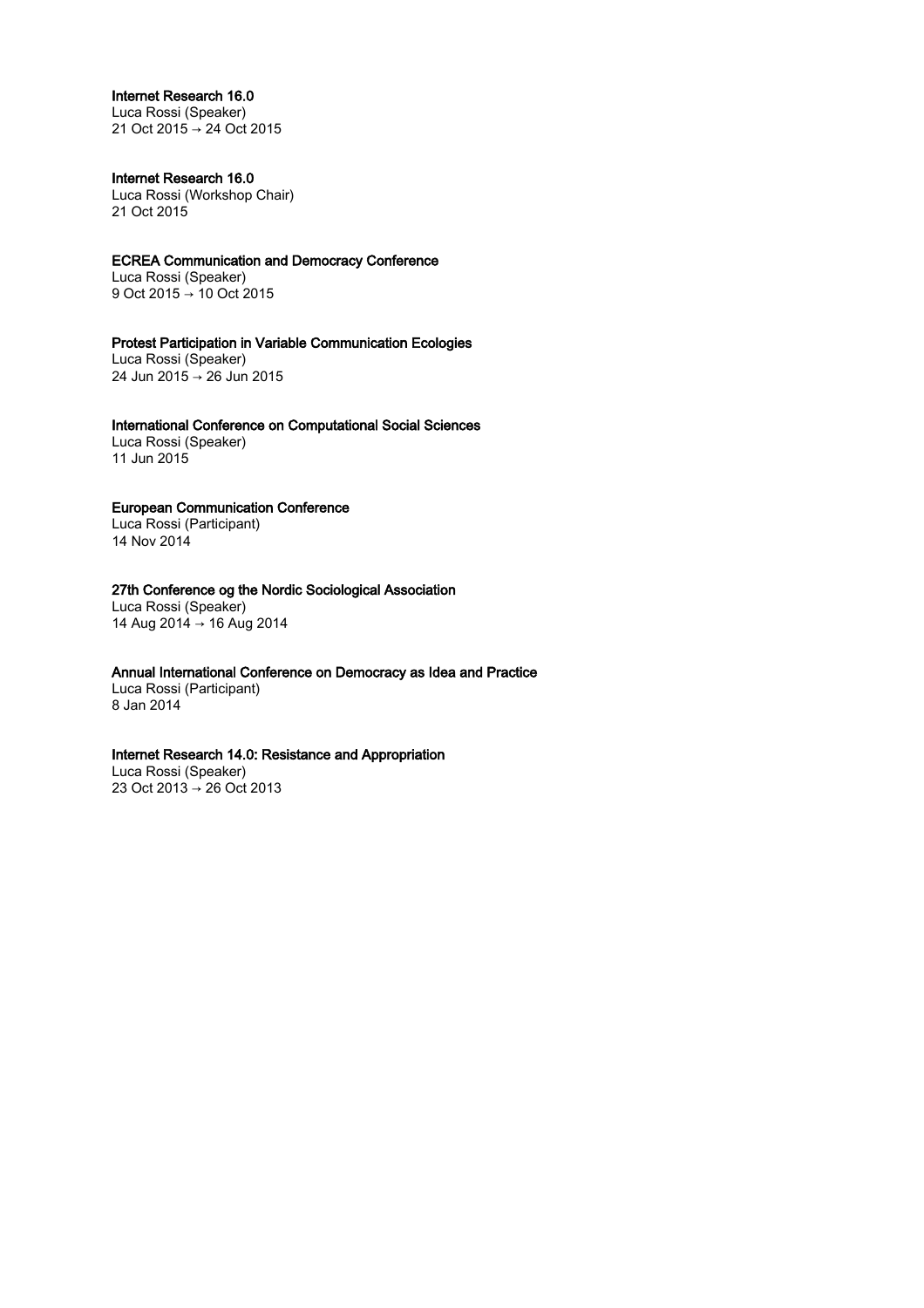**Internet Research 16.0**
Luca Rossi (Speaker)
21 Oct 2015 → 24 Oct 2015

**Internet Research 16.0**
Luca Rossi (Workshop Chair)
21 Oct 2015

**ECREA Communication and Democracy Conference**
Luca Rossi (Speaker)
9 Oct 2015 → 10 Oct 2015

**Protest Participation in Variable Communication Ecologies**
Luca Rossi (Speaker)
24 Jun 2015 → 26 Jun 2015

**International Conference on Computational Social Sciences**
Luca Rossi (Speaker)
11 Jun 2015

**European Communication Conference**
Luca Rossi (Participant)
14 Nov 2014

**27th Conference og the Nordic Sociological Association**
Luca Rossi (Speaker)
14 Aug 2014 → 16 Aug 2014

**Annual International Conference on Democracy as Idea and Practice**
Luca Rossi (Participant)
8 Jan 2014

**Internet Research 14.0: Resistance and Appropriation**
Luca Rossi (Speaker)
23 Oct 2013 → 26 Oct 2013